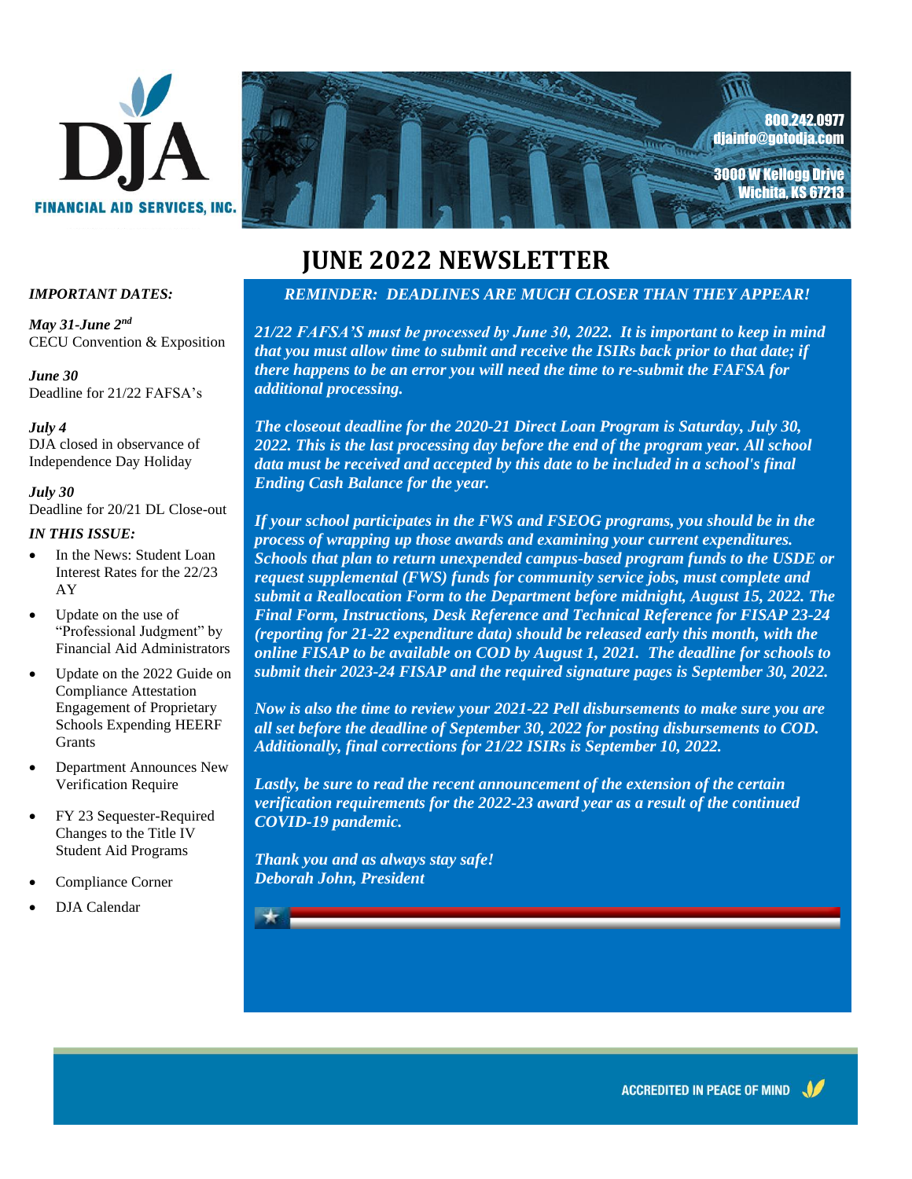DJA

FINANCIAL AID SERVICES, INC.

800.242.0977
djainfo@gotodja.com

3000 W Kellogg Drive
Wichita, KS 67213

# JUNE 2022 NEWSLETTER

***IMPORTANT DATES:***

***May 31-June 2nd***
CECU Convention & Exposition

***June 30***
Deadline for 21/22 FAFSA's

***July 4***
DJA closed in observance of Independence Day Holiday

***July 30***
Deadline for 20/21 DL Close-out

***IN THIS ISSUE:***

- In the News: Student Loan Interest Rates for the 22/23 AY
- Update on the use of "Professional Judgment" by Financial Aid Administrators
- Update on the 2022 Guide on Compliance Attestation Engagement of Proprietary Schools Expending HEERF Grants
- Department Announces New Verification Require
- FY 23 Sequester-Required Changes to the Title IV Student Aid Programs
- Compliance Corner
- DJA Calendar

***REMINDER: DEADLINES ARE MUCH CLOSER THAN THEY APPEAR!***

***21/22 FAFSA'S must be processed by June 30, 2022. It is important to keep in mind that you must allow time to submit and receive the ISIRs back prior to that date; if there happens to be an error you will need the time to re-submit the FAFSA for additional processing.***

***The closeout deadline for the 2020-21 Direct Loan Program is Saturday, July 30, 2022. This is the last processing day before the end of the program year. All school data must be received and accepted by this date to be included in a school's final Ending Cash Balance for the year.***

***If your school participates in the FWS and FSEOG programs, you should be in the process of wrapping up those awards and examining your current expenditures. Schools that plan to return unexpended campus-based program funds to the USDE or request supplemental (FWS) funds for community service jobs, must complete and submit a Reallocation Form to the Department before midnight, August 15, 2022. The Final Form, Instructions, Desk Reference and Technical Reference for FISAP 23-24 (reporting for 21-22 expenditure data) should be released early this month, with the online FISAP to be available on COD by August 1, 2021. The deadline for schools to submit their 2023-24 FISAP and the required signature pages is September 30, 2022.***

***Now is also the time to review your 2021-22 Pell disbursements to make sure you are all set before the deadline of September 30, 2022 for posting disbursements to COD. Additionally, final corrections for 21/22 ISIRs is September 10, 2022.***

***Lastly, be sure to read the recent announcement of the extension of the certain verification requirements for the 2022-23 award year as a result of the continued COVID-19 pandemic.***

***Thank you and as always stay safe!***
***Deborah John, President***

ACCREDITED IN PEACE OF MIND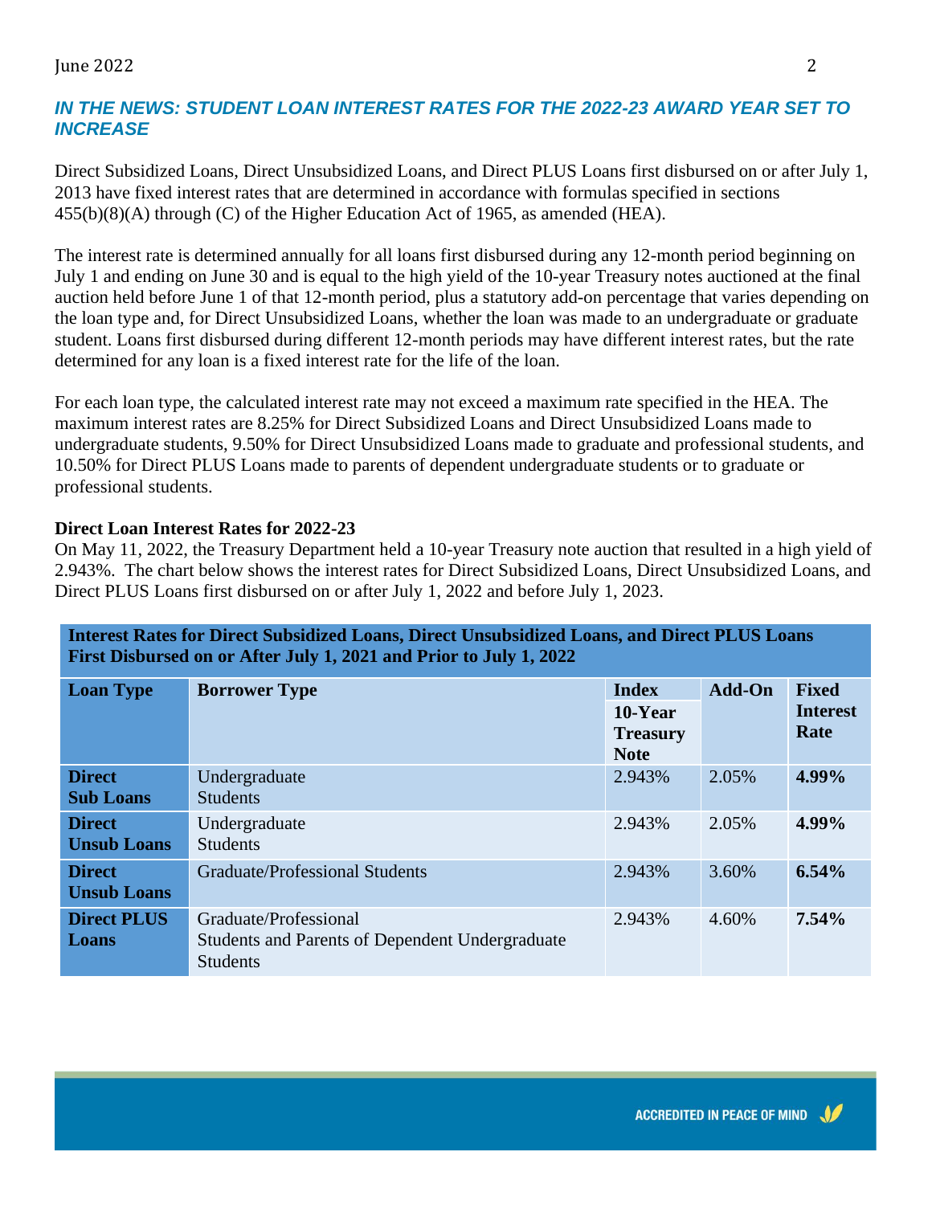## *IN THE NEWS: STUDENT LOAN INTEREST RATES FOR THE 2022-23 AWARD YEAR SET TO INCREASE*

Direct Subsidized Loans, Direct Unsubsidized Loans, and Direct PLUS Loans first disbursed on or after July 1, 2013 have fixed interest rates that are determined in accordance with formulas specified in sections 455(b)(8)(A) through (C) of the Higher Education Act of 1965, as amended (HEA).

The interest rate is determined annually for all loans first disbursed during any 12-month period beginning on July 1 and ending on June 30 and is equal to the high yield of the 10-year Treasury notes auctioned at the final auction held before June 1 of that 12-month period, plus a statutory add-on percentage that varies depending on the loan type and, for Direct Unsubsidized Loans, whether the loan was made to an undergraduate or graduate student. Loans first disbursed during different 12-month periods may have different interest rates, but the rate determined for any loan is a fixed interest rate for the life of the loan.

For each loan type, the calculated interest rate may not exceed a maximum rate specified in the HEA. The maximum interest rates are 8.25% for Direct Subsidized Loans and Direct Unsubsidized Loans made to undergraduate students, 9.50% for Direct Unsubsidized Loans made to graduate and professional students, and 10.50% for Direct PLUS Loans made to parents of dependent undergraduate students or to graduate or professional students.

**Direct Loan Interest Rates for 2022-23**

On May 11, 2022, the Treasury Department held a 10-year Treasury note auction that resulted in a high yield of 2.943%. The chart below shows the interest rates for Direct Subsidized Loans, Direct Unsubsidized Loans, and Direct PLUS Loans first disbursed on or after July 1, 2022 and before July 1, 2023.

**Interest Rates for Direct Subsidized Loans, Direct Unsubsidized Loans, and Direct PLUS Loans First Disbursed on or After July 1, 2021 and Prior to July 1, 2022**

| Loan Type | Borrower Type | Index 10-Year Treasury Note | Add-On | Fixed Interest Rate |
|---|---|---|---|---|
| **Direct Sub Loans** | Undergraduate Students | 2.943% | 2.05% | **4.99%** |
| **Direct Unsub Loans** | Undergraduate Students | 2.943% | 2.05% | **4.99%** |
| **Direct Unsub Loans** | Graduate/Professional Students | 2.943% | 3.60% | **6.54%** |
| **Direct PLUS Loans** | Graduate/Professional Students and Parents of Dependent Undergraduate Students | 2.943% | 4.60% | **7.54%** |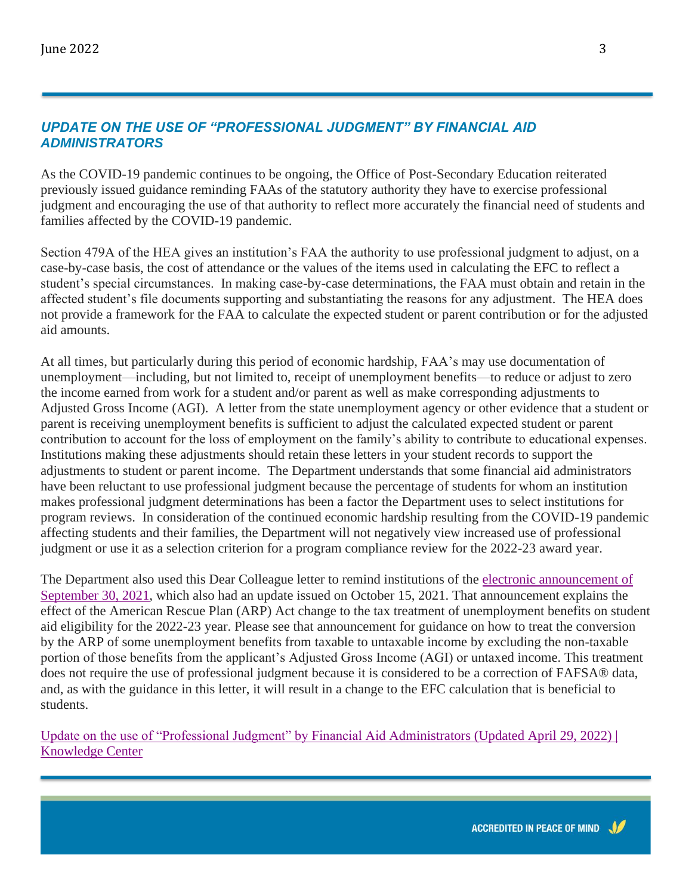## *UPDATE ON THE USE OF "PROFESSIONAL JUDGMENT" BY FINANCIAL AID ADMINISTRATORS*

As the COVID-19 pandemic continues to be ongoing, the Office of Post-Secondary Education reiterated previously issued guidance reminding FAAs of the statutory authority they have to exercise professional judgment and encouraging the use of that authority to reflect more accurately the financial need of students and families affected by the COVID-19 pandemic.

Section 479A of the HEA gives an institution's FAA the authority to use professional judgment to adjust, on a case-by-case basis, the cost of attendance or the values of the items used in calculating the EFC to reflect a student's special circumstances. In making case-by-case determinations, the FAA must obtain and retain in the affected student's file documents supporting and substantiating the reasons for any adjustment. The HEA does not provide a framework for the FAA to calculate the expected student or parent contribution or for the adjusted aid amounts.

At all times, but particularly during this period of economic hardship, FAA's may use documentation of unemployment—including, but not limited to, receipt of unemployment benefits—to reduce or adjust to zero the income earned from work for a student and/or parent as well as make corresponding adjustments to Adjusted Gross Income (AGI). A letter from the state unemployment agency or other evidence that a student or parent is receiving unemployment benefits is sufficient to adjust the calculated expected student or parent contribution to account for the loss of employment on the family's ability to contribute to educational expenses. Institutions making these adjustments should retain these letters in your student records to support the adjustments to student or parent income. The Department understands that some financial aid administrators have been reluctant to use professional judgment because the percentage of students for whom an institution makes professional judgment determinations has been a factor the Department uses to select institutions for program reviews. In consideration of the continued economic hardship resulting from the COVID-19 pandemic affecting students and their families, the Department will not negatively view increased use of professional judgment or use it as a selection criterion for a program compliance review for the 2022-23 award year.

The Department also used this Dear Colleague letter to remind institutions of the electronic announcement of September 30, 2021, which also had an update issued on October 15, 2021. That announcement explains the effect of the American Rescue Plan (ARP) Act change to the tax treatment of unemployment benefits on student aid eligibility for the 2022-23 year. Please see that announcement for guidance on how to treat the conversion by the ARP of some unemployment benefits from taxable to untaxable income by excluding the non-taxable portion of those benefits from the applicant's Adjusted Gross Income (AGI) or untaxed income. This treatment does not require the use of professional judgment because it is considered to be a correction of FAFSA® data, and, as with the guidance in this letter, it will result in a change to the EFC calculation that is beneficial to students.

Update on the use of "Professional Judgment" by Financial Aid Administrators (Updated April 29, 2022) | Knowledge Center

ACCREDITED IN PEACE OF MIND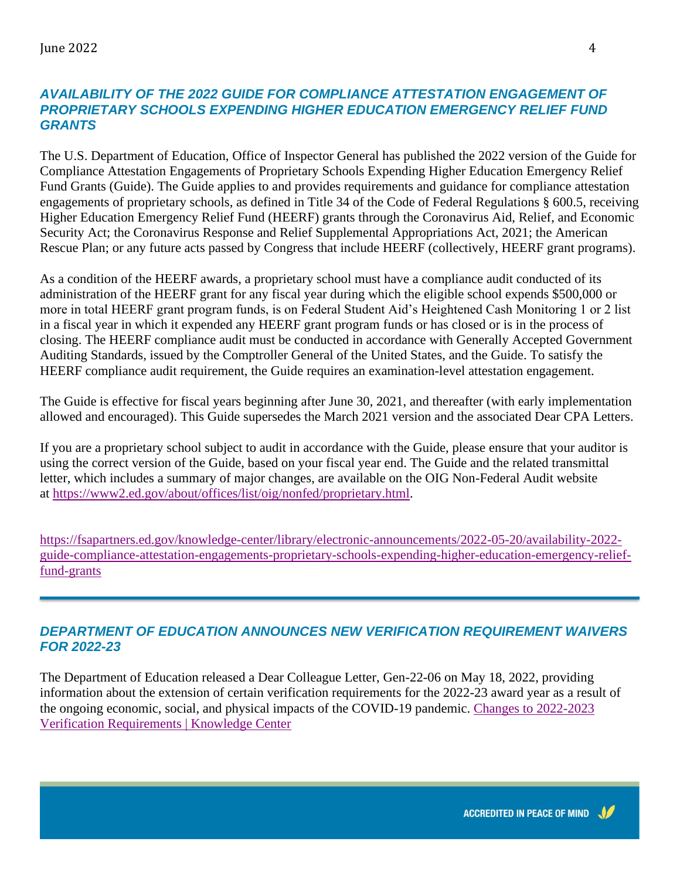## *AVAILABILITY OF THE 2022 GUIDE FOR COMPLIANCE ATTESTATION ENGAGEMENT OF PROPRIETARY SCHOOLS EXPENDING HIGHER EDUCATION EMERGENCY RELIEF FUND GRANTS*

The U.S. Department of Education, Office of Inspector General has published the 2022 version of the Guide for Compliance Attestation Engagements of Proprietary Schools Expending Higher Education Emergency Relief Fund Grants (Guide). The Guide applies to and provides requirements and guidance for compliance attestation engagements of proprietary schools, as defined in Title 34 of the Code of Federal Regulations § 600.5, receiving Higher Education Emergency Relief Fund (HEERF) grants through the Coronavirus Aid, Relief, and Economic Security Act; the Coronavirus Response and Relief Supplemental Appropriations Act, 2021; the American Rescue Plan; or any future acts passed by Congress that include HEERF (collectively, HEERF grant programs).

As a condition of the HEERF awards, a proprietary school must have a compliance audit conducted of its administration of the HEERF grant for any fiscal year during which the eligible school expends $500,000 or more in total HEERF grant program funds, is on Federal Student Aid's Heightened Cash Monitoring 1 or 2 list in a fiscal year in which it expended any HEERF grant program funds or has closed or is in the process of closing. The HEERF compliance audit must be conducted in accordance with Generally Accepted Government Auditing Standards, issued by the Comptroller General of the United States, and the Guide. To satisfy the HEERF compliance audit requirement, the Guide requires an examination-level attestation engagement.

The Guide is effective for fiscal years beginning after June 30, 2021, and thereafter (with early implementation allowed and encouraged). This Guide supersedes the March 2021 version and the associated Dear CPA Letters.

If you are a proprietary school subject to audit in accordance with the Guide, please ensure that your auditor is using the correct version of the Guide, based on your fiscal year end. The Guide and the related transmittal letter, which includes a summary of major changes, are available on the OIG Non-Federal Audit website at [https://www2.ed.gov/about/offices/list/oig/nonfed/proprietary.html](https://www2.ed.gov/about/offices/list/oig/nonfed/proprietary.html).

[https://fsapartners.ed.gov/knowledge-center/library/electronic-announcements/2022-05-20/availability-2022-guide-compliance-attestation-engagements-proprietary-schools-expending-higher-education-emergency-relief-fund-grants](https://fsapartners.ed.gov/knowledge-center/library/electronic-announcements/2022-05-20/availability-2022-guide-compliance-attestation-engagements-proprietary-schools-expending-higher-education-emergency-relief-fund-grants)

---

## *DEPARTMENT OF EDUCATION ANNOUNCES NEW VERIFICATION REQUIREMENT WAIVERS FOR 2022-23*

The Department of Education released a Dear Colleague Letter, Gen-22-06 on May 18, 2022, providing information about the extension of certain verification requirements for the 2022-23 award year as a result of the ongoing economic, social, and physical impacts of the COVID-19 pandemic. Changes to 2022-2023 Verification Requirements | Knowledge Center

ACCREDITED IN PEACE OF MIND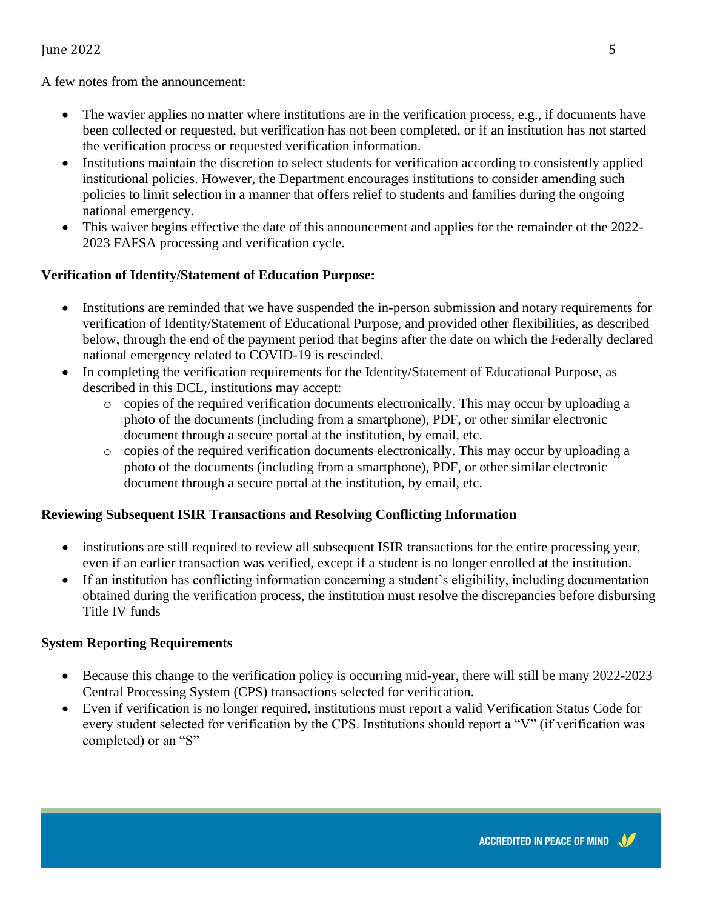A few notes from the announcement:

- The wavier applies no matter where institutions are in the verification process, e.g., if documents have been collected or requested, but verification has not been completed, or if an institution has not started the verification process or requested verification information.
- Institutions maintain the discretion to select students for verification according to consistently applied institutional policies. However, the Department encourages institutions to consider amending such policies to limit selection in a manner that offers relief to students and families during the ongoing national emergency.
- This waiver begins effective the date of this announcement and applies for the remainder of the 2022-2023 FAFSA processing and verification cycle.

**Verification of Identity/Statement of Education Purpose:**

- Institutions are reminded that we have suspended the in-person submission and notary requirements for verification of Identity/Statement of Educational Purpose, and provided other flexibilities, as described below, through the end of the payment period that begins after the date on which the Federally declared national emergency related to COVID-19 is rescinded.
- In completing the verification requirements for the Identity/Statement of Educational Purpose, as described in this DCL, institutions may accept:
  - copies of the required verification documents electronically. This may occur by uploading a photo of the documents (including from a smartphone), PDF, or other similar electronic document through a secure portal at the institution, by email, etc.
  - copies of the required verification documents electronically. This may occur by uploading a photo of the documents (including from a smartphone), PDF, or other similar electronic document through a secure portal at the institution, by email, etc.

**Reviewing Subsequent ISIR Transactions and Resolving Conflicting Information**

- institutions are still required to review all subsequent ISIR transactions for the entire processing year, even if an earlier transaction was verified, except if a student is no longer enrolled at the institution.
- If an institution has conflicting information concerning a student's eligibility, including documentation obtained during the verification process, the institution must resolve the discrepancies before disbursing Title IV funds

**System Reporting Requirements**

- Because this change to the verification policy is occurring mid-year, there will still be many 2022-2023 Central Processing System (CPS) transactions selected for verification.
- Even if verification is no longer required, institutions must report a valid Verification Status Code for every student selected for verification by the CPS. Institutions should report a "V" (if verification was completed) or an "S"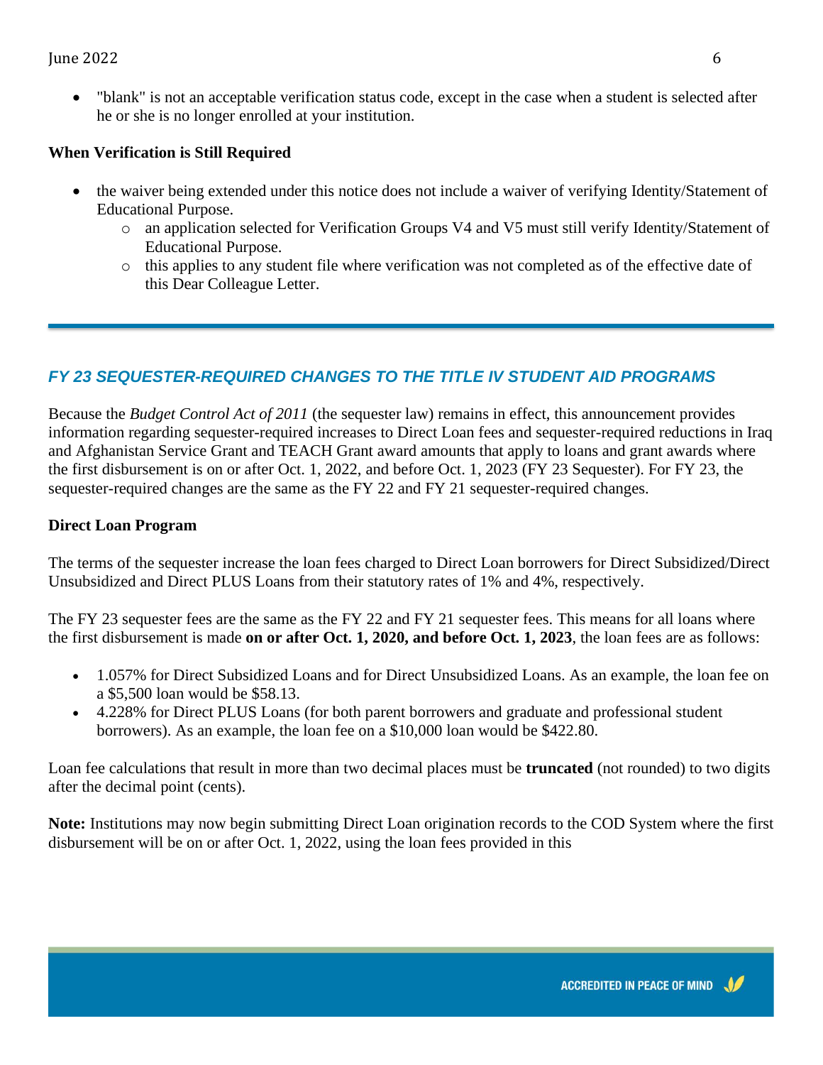- "blank" is not an acceptable verification status code, except in the case when a student is selected after he or she is no longer enrolled at your institution.

**When Verification is Still Required**

- the waiver being extended under this notice does not include a waiver of verifying Identity/Statement of Educational Purpose.
  - an application selected for Verification Groups V4 and V5 must still verify Identity/Statement of Educational Purpose.
  - this applies to any student file where verification was not completed as of the effective date of this Dear Colleague Letter.

---

## *FY 23 SEQUESTER-REQUIRED CHANGES TO THE TITLE IV STUDENT AID PROGRAMS*

Because the *Budget Control Act of 2011* (the sequester law) remains in effect, this announcement provides information regarding sequester-required increases to Direct Loan fees and sequester-required reductions in Iraq and Afghanistan Service Grant and TEACH Grant award amounts that apply to loans and grant awards where the first disbursement is on or after Oct. 1, 2022, and before Oct. 1, 2023 (FY 23 Sequester). For FY 23, the sequester-required changes are the same as the FY 22 and FY 21 sequester-required changes.

**Direct Loan Program**

The terms of the sequester increase the loan fees charged to Direct Loan borrowers for Direct Subsidized/Direct Unsubsidized and Direct PLUS Loans from their statutory rates of 1% and 4%, respectively.

The FY 23 sequester fees are the same as the FY 22 and FY 21 sequester fees. This means for all loans where the first disbursement is made **on or after Oct. 1, 2020, and before Oct. 1, 2023**, the loan fees are as follows:

- 1.057% for Direct Subsidized Loans and for Direct Unsubsidized Loans. As an example, the loan fee on a $5,500 loan would be $58.13.
- 4.228% for Direct PLUS Loans (for both parent borrowers and graduate and professional student borrowers). As an example, the loan fee on a $10,000 loan would be $422.80.

Loan fee calculations that result in more than two decimal places must be **truncated** (not rounded) to two digits after the decimal point (cents).

**Note:** Institutions may now begin submitting Direct Loan origination records to the COD System where the first disbursement will be on or after Oct. 1, 2022, using the loan fees provided in this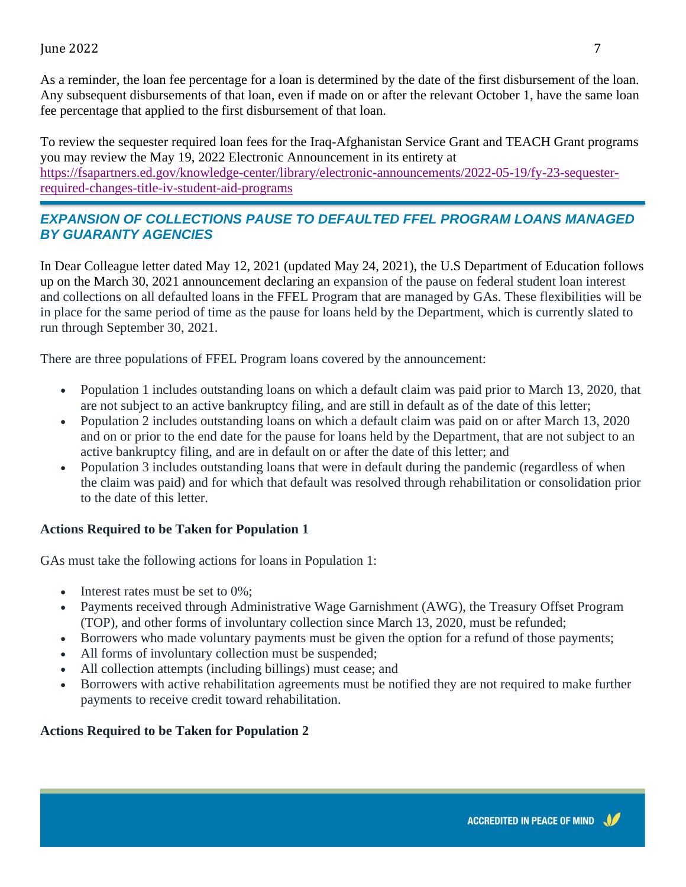As a reminder, the loan fee percentage for a loan is determined by the date of the first disbursement of the loan. Any subsequent disbursements of that loan, even if made on or after the relevant October 1, have the same loan fee percentage that applied to the first disbursement of that loan.

To review the sequester required loan fees for the Iraq-Afghanistan Service Grant and TEACH Grant programs you may review the May 19, 2022 Electronic Announcement in its entirety at https://fsapartners.ed.gov/knowledge-center/library/electronic-announcements/2022-05-19/fy-23-sequester-required-changes-title-iv-student-aid-programs

## *EXPANSION OF COLLECTIONS PAUSE TO DEFAULTED FFEL PROGRAM LOANS MANAGED BY GUARANTY AGENCIES*

In Dear Colleague letter dated May 12, 2021 (updated May 24, 2021), the U.S Department of Education follows up on the March 30, 2021 announcement declaring an expansion of the pause on federal student loan interest and collections on all defaulted loans in the FFEL Program that are managed by GAs. These flexibilities will be in place for the same period of time as the pause for loans held by the Department, which is currently slated to run through September 30, 2021.

There are three populations of FFEL Program loans covered by the announcement:

- Population 1 includes outstanding loans on which a default claim was paid prior to March 13, 2020, that are not subject to an active bankruptcy filing, and are still in default as of the date of this letter;
- Population 2 includes outstanding loans on which a default claim was paid on or after March 13, 2020 and on or prior to the end date for the pause for loans held by the Department, that are not subject to an active bankruptcy filing, and are in default on or after the date of this letter; and
- Population 3 includes outstanding loans that were in default during the pandemic (regardless of when the claim was paid) and for which that default was resolved through rehabilitation or consolidation prior to the date of this letter.

**Actions Required to be Taken for Population 1**

GAs must take the following actions for loans in Population 1:

- Interest rates must be set to 0%;
- Payments received through Administrative Wage Garnishment (AWG), the Treasury Offset Program (TOP), and other forms of involuntary collection since March 13, 2020, must be refunded;
- Borrowers who made voluntary payments must be given the option for a refund of those payments;
- All forms of involuntary collection must be suspended;
- All collection attempts (including billings) must cease; and
- Borrowers with active rehabilitation agreements must be notified they are not required to make further payments to receive credit toward rehabilitation.

**Actions Required to be Taken for Population 2**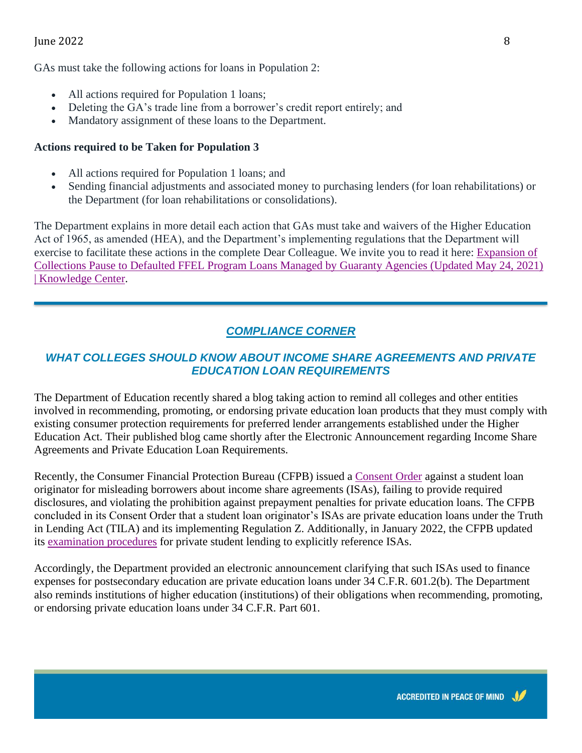GAs must take the following actions for loans in Population 2:

- All actions required for Population 1 loans;
- Deleting the GA's trade line from a borrower's credit report entirely; and
- Mandatory assignment of these loans to the Department.

**Actions required to be Taken for Population 3**

- All actions required for Population 1 loans; and
- Sending financial adjustments and associated money to purchasing lenders (for loan rehabilitations) or the Department (for loan rehabilitations or consolidations).

The Department explains in more detail each action that GAs must take and waivers of the Higher Education Act of 1965, as amended (HEA), and the Department's implementing regulations that the Department will exercise to facilitate these actions in the complete Dear Colleague. We invite you to read it here: Expansion of Collections Pause to Defaulted FFEL Program Loans Managed by Guaranty Agencies (Updated May 24, 2021) | Knowledge Center.

---

## *COMPLIANCE CORNER*

### *WHAT COLLEGES SHOULD KNOW ABOUT INCOME SHARE AGREEMENTS AND PRIVATE EDUCATION LOAN REQUIREMENTS*

The Department of Education recently shared a blog taking action to remind all colleges and other entities involved in recommending, promoting, or endorsing private education loan products that they must comply with existing consumer protection requirements for preferred lender arrangements established under the Higher Education Act. Their published blog came shortly after the Electronic Announcement regarding Income Share Agreements and Private Education Loan Requirements.

Recently, the Consumer Financial Protection Bureau (CFPB) issued a Consent Order against a student loan originator for misleading borrowers about income share agreements (ISAs), failing to provide required disclosures, and violating the prohibition against prepayment penalties for private education loans. The CFPB concluded in its Consent Order that a student loan originator's ISAs are private education loans under the Truth in Lending Act (TILA) and its implementing Regulation Z. Additionally, in January 2022, the CFPB updated its examination procedures for private student lending to explicitly reference ISAs.

Accordingly, the Department provided an electronic announcement clarifying that such ISAs used to finance expenses for postsecondary education are private education loans under 34 C.F.R. 601.2(b). The Department also reminds institutions of higher education (institutions) of their obligations when recommending, promoting, or endorsing private education loans under 34 C.F.R. Part 601.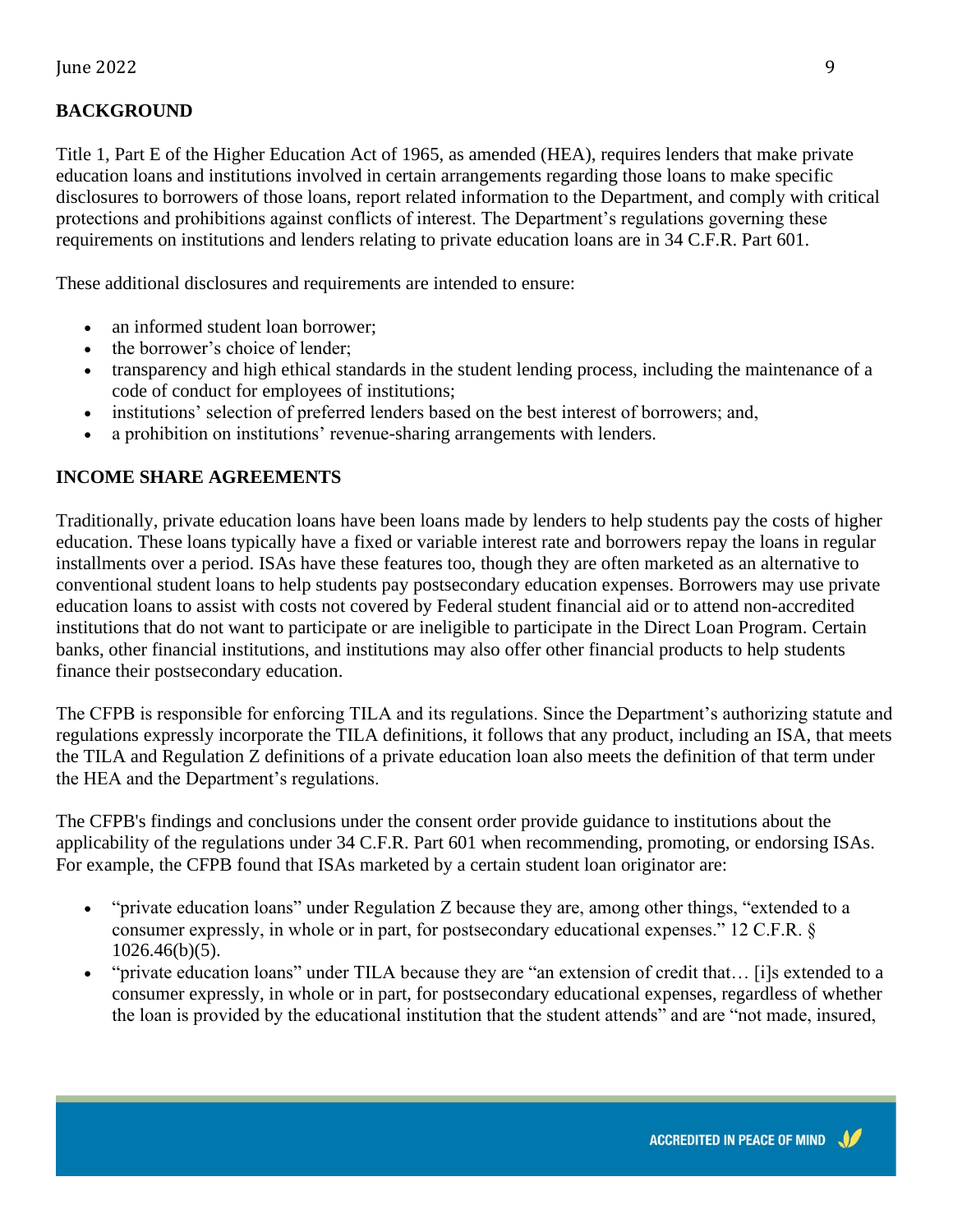## BACKGROUND

Title 1, Part E of the Higher Education Act of 1965, as amended (HEA), requires lenders that make private education loans and institutions involved in certain arrangements regarding those loans to make specific disclosures to borrowers of those loans, report related information to the Department, and comply with critical protections and prohibitions against conflicts of interest. The Department's regulations governing these requirements on institutions and lenders relating to private education loans are in 34 C.F.R. Part 601.

These additional disclosures and requirements are intended to ensure:

- an informed student loan borrower;
- the borrower's choice of lender;
- transparency and high ethical standards in the student lending process, including the maintenance of a code of conduct for employees of institutions;
- institutions' selection of preferred lenders based on the best interest of borrowers; and,
- a prohibition on institutions' revenue-sharing arrangements with lenders.

## INCOME SHARE AGREEMENTS

Traditionally, private education loans have been loans made by lenders to help students pay the costs of higher education. These loans typically have a fixed or variable interest rate and borrowers repay the loans in regular installments over a period. ISAs have these features too, though they are often marketed as an alternative to conventional student loans to help students pay postsecondary education expenses. Borrowers may use private education loans to assist with costs not covered by Federal student financial aid or to attend non-accredited institutions that do not want to participate or are ineligible to participate in the Direct Loan Program. Certain banks, other financial institutions, and institutions may also offer other financial products to help students finance their postsecondary education.

The CFPB is responsible for enforcing TILA and its regulations. Since the Department's authorizing statute and regulations expressly incorporate the TILA definitions, it follows that any product, including an ISA, that meets the TILA and Regulation Z definitions of a private education loan also meets the definition of that term under the HEA and the Department's regulations.

The CFPB's findings and conclusions under the consent order provide guidance to institutions about the applicability of the regulations under 34 C.F.R. Part 601 when recommending, promoting, or endorsing ISAs. For example, the CFPB found that ISAs marketed by a certain student loan originator are:

- "private education loans" under Regulation Z because they are, among other things, "extended to a consumer expressly, in whole or in part, for postsecondary educational expenses." 12 C.F.R. § 1026.46(b)(5).
- "private education loans" under TILA because they are "an extension of credit that… [i]s extended to a consumer expressly, in whole or in part, for postsecondary educational expenses, regardless of whether the loan is provided by the educational institution that the student attends" and are "not made, insured,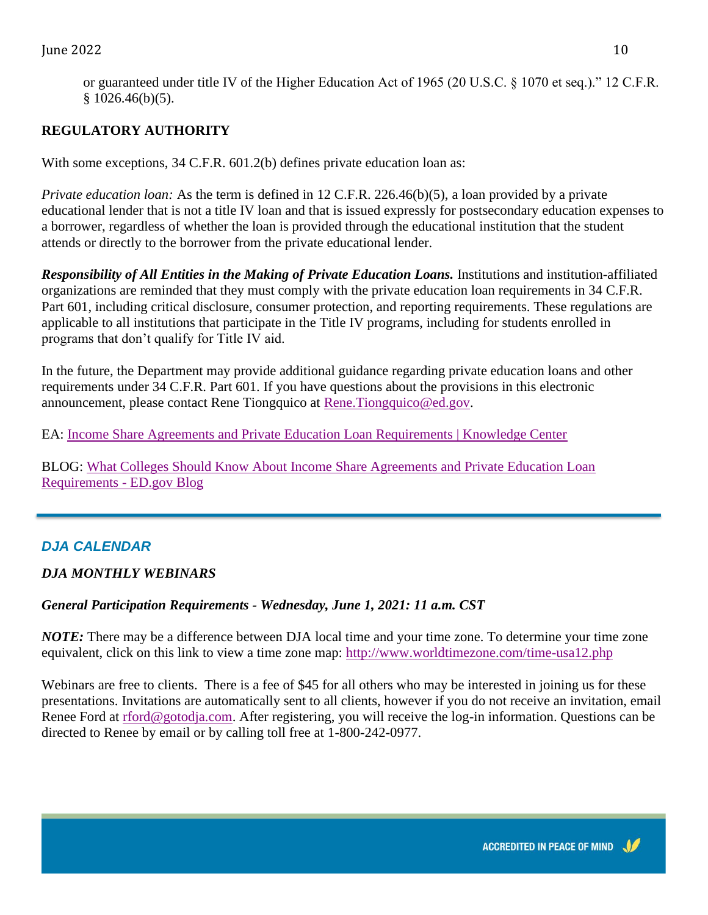or guaranteed under title IV of the Higher Education Act of 1965 (20 U.S.C. § 1070 et seq.)." 12 C.F.R. § 1026.46(b)(5).

**REGULATORY AUTHORITY**

With some exceptions, 34 C.F.R. 601.2(b) defines private education loan as:

*Private education loan:* As the term is defined in 12 C.F.R. 226.46(b)(5), a loan provided by a private educational lender that is not a title IV loan and that is issued expressly for postsecondary education expenses to a borrower, regardless of whether the loan is provided through the educational institution that the student attends or directly to the borrower from the private educational lender.

***Responsibility of All Entities in the Making of Private Education Loans.*** Institutions and institution-affiliated organizations are reminded that they must comply with the private education loan requirements in 34 C.F.R. Part 601, including critical disclosure, consumer protection, and reporting requirements. These regulations are applicable to all institutions that participate in the Title IV programs, including for students enrolled in programs that don't qualify for Title IV aid.

In the future, the Department may provide additional guidance regarding private education loans and other requirements under 34 C.F.R. Part 601. If you have questions about the provisions in this electronic announcement, please contact Rene Tiongquico at Rene.Tiongquico@ed.gov.

EA: Income Share Agreements and Private Education Loan Requirements | Knowledge Center

BLOG: What Colleges Should Know About Income Share Agreements and Private Education Loan Requirements - ED.gov Blog

---

## *DJA CALENDAR*

### *DJA MONTHLY WEBINARS*

***General Participation Requirements - Wednesday, June 1, 2021: 11 a.m. CST***

***NOTE:*** There may be a difference between DJA local time and your time zone. To determine your time zone equivalent, click on this link to view a time zone map: http://www.worldtimezone.com/time-usa12.php

Webinars are free to clients. There is a fee of $45 for all others who may be interested in joining us for these presentations. Invitations are automatically sent to all clients, however if you do not receive an invitation, email Renee Ford at rford@gotodja.com. After registering, you will receive the log-in information. Questions can be directed to Renee by email or by calling toll free at 1-800-242-0977.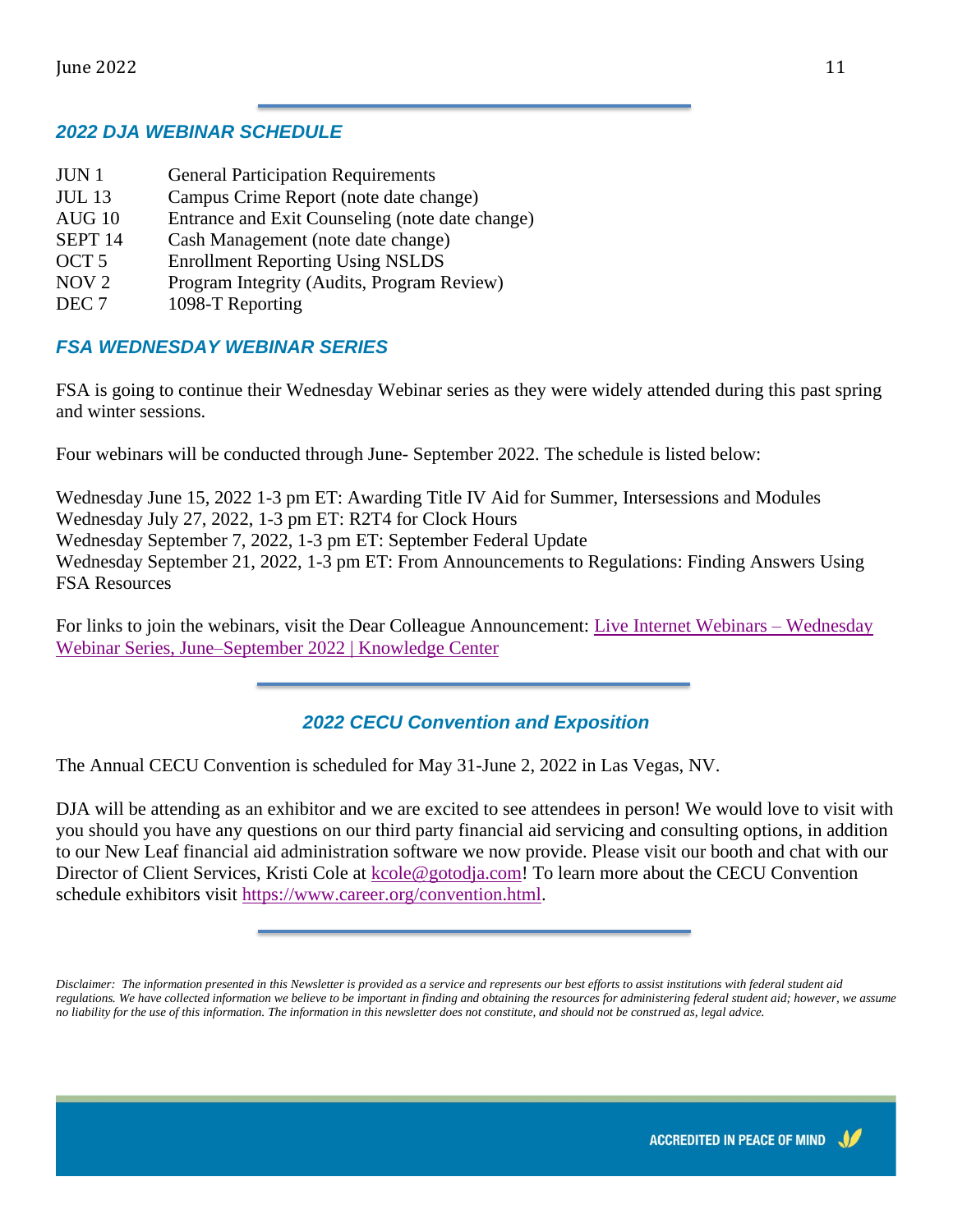## *2022 DJA WEBINAR SCHEDULE*

| | |
|---|---|
| JUN 1 | General Participation Requirements |
| JUL 13 | Campus Crime Report (note date change) |
| AUG 10 | Entrance and Exit Counseling (note date change) |
| SEPT 14 | Cash Management (note date change) |
| OCT 5 | Enrollment Reporting Using NSLDS |
| NOV 2 | Program Integrity (Audits, Program Review) |
| DEC 7 | 1098-T Reporting |

## *FSA WEDNESDAY WEBINAR SERIES*

FSA is going to continue their Wednesday Webinar series as they were widely attended during this past spring and winter sessions.

Four webinars will be conducted through June- September 2022. The schedule is listed below:

Wednesday June 15, 2022 1-3 pm ET: Awarding Title IV Aid for Summer, Intersessions and Modules
Wednesday July 27, 2022, 1-3 pm ET: R2T4 for Clock Hours
Wednesday September 7, 2022, 1-3 pm ET: September Federal Update
Wednesday September 21, 2022, 1-3 pm ET: From Announcements to Regulations: Finding Answers Using FSA Resources

For links to join the webinars, visit the Dear Colleague Announcement: [Live Internet Webinars – Wednesday Webinar Series, June–September 2022 | Knowledge Center]

## *2022 CECU Convention and Exposition*

The Annual CECU Convention is scheduled for May 31-June 2, 2022 in Las Vegas, NV.

DJA will be attending as an exhibitor and we are excited to see attendees in person! We would love to visit with you should you have any questions on our third party financial aid servicing and consulting options, in addition to our New Leaf financial aid administration software we now provide. Please visit our booth and chat with our Director of Client Services, Kristi Cole at kcole@gotodja.com! To learn more about the CECU Convention schedule exhibitors visit https://www.career.org/convention.html.

*Disclaimer: The information presented in this Newsletter is provided as a service and represents our best efforts to assist institutions with federal student aid regulations. We have collected information we believe to be important in finding and obtaining the resources for administering federal student aid; however, we assume no liability for the use of this information. The information in this newsletter does not constitute, and should not be construed as, legal advice.*

ACCREDITED IN PEACE OF MIND